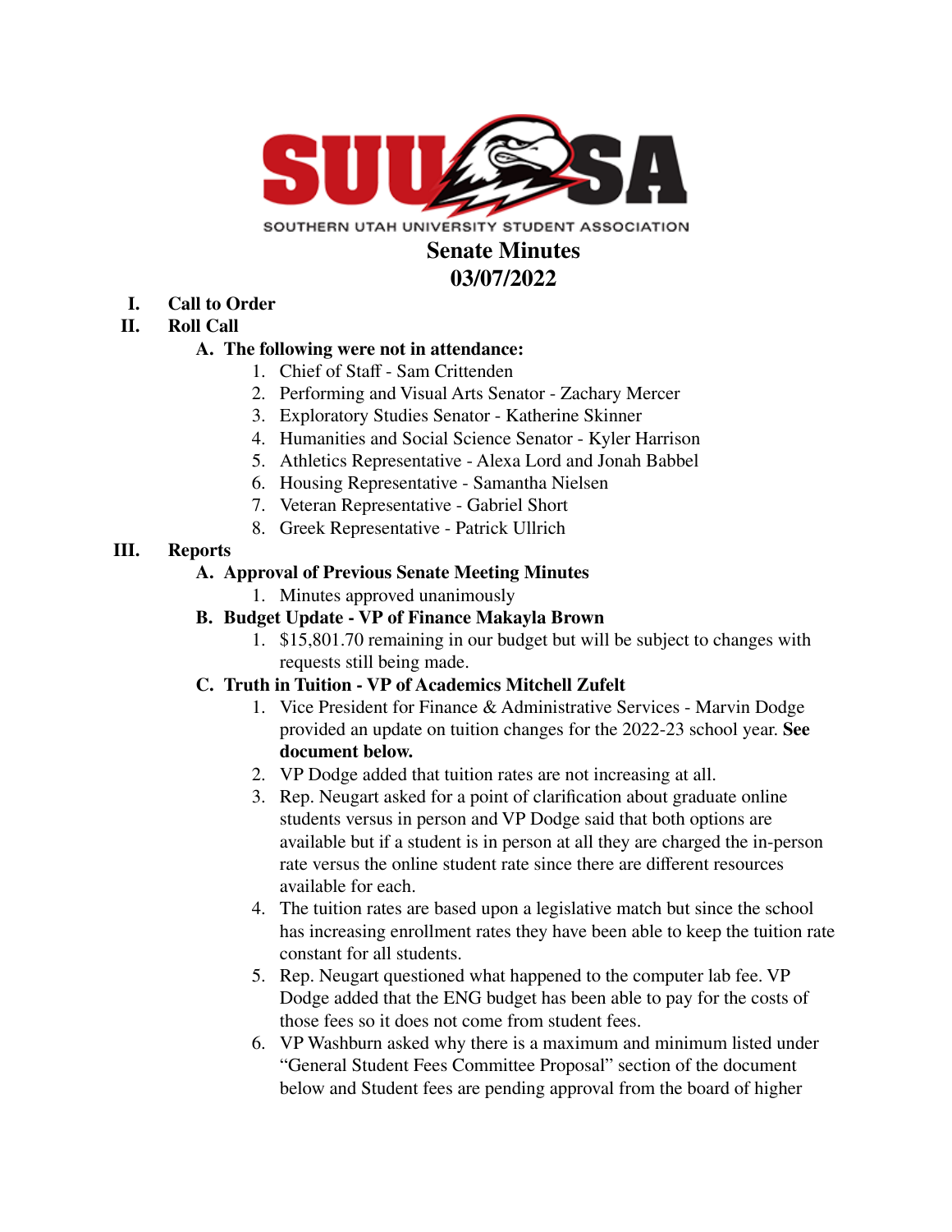SUUSA

SOUTHERN UTAH UNIVERSITY STUDENT ASSOCIATION

# Senate Minutes
# 03/07/2022

I. **Call to Order**

II. **Roll Call**

   A. **The following were not in attendance:**
      1. Chief of Staff - Sam Crittenden
      2. Performing and Visual Arts Senator - Zachary Mercer
      3. Exploratory Studies Senator - Katherine Skinner
      4. Humanities and Social Science Senator - Kyler Harrison
      5. Athletics Representative - Alexa Lord and Jonah Babbel
      6. Housing Representative - Samantha Nielsen
      7. Veteran Representative - Gabriel Short
      8. Greek Representative - Patrick Ullrich

III. **Reports**

   A. **Approval of Previous Senate Meeting Minutes**
      1. Minutes approved unanimously

   B. **Budget Update - VP of Finance Makayla Brown**
      1. $15,801.70 remaining in our budget but will be subject to changes with requests still being made.

   C. **Truth in Tuition - VP of Academics Mitchell Zufelt**
      1. Vice President for Finance & Administrative Services - Marvin Dodge provided an update on tuition changes for the 2022-23 school year. **See document below.**
      2. VP Dodge added that tuition rates are not increasing at all.
      3. Rep. Neugart asked for a point of clarification about graduate online students versus in person and VP Dodge said that both options are available but if a student is in person at all they are charged the in-person rate versus the online student rate since there are different resources available for each.
      4. The tuition rates are based upon a legislative match but since the school has increasing enrollment rates they have been able to keep the tuition rate constant for all students.
      5. Rep. Neugart questioned what happened to the computer lab fee. VP Dodge added that the ENG budget has been able to pay for the costs of those fees so it does not come from student fees.
      6. VP Washburn asked why there is a maximum and minimum listed under "General Student Fees Committee Proposal" section of the document below and Student fees are pending approval from the board of higher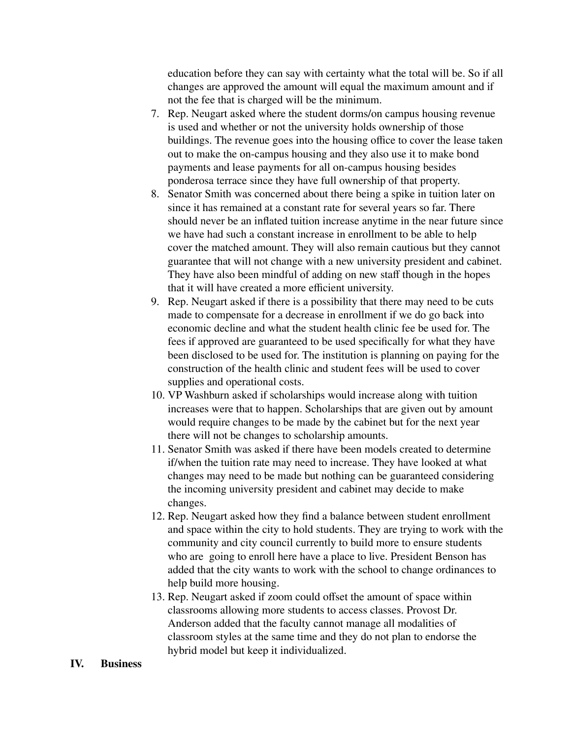education before they can say with certainty what the total will be. So if all changes are approved the amount will equal the maximum amount and if not the fee that is charged will be the minimum.

7. Rep. Neugart asked where the student dorms/on campus housing revenue is used and whether or not the university holds ownership of those buildings. The revenue goes into the housing office to cover the lease taken out to make the on-campus housing and they also use it to make bond payments and lease payments for all on-campus housing besides ponderosa terrace since they have full ownership of that property.
8. Senator Smith was concerned about there being a spike in tuition later on since it has remained at a constant rate for several years so far. There should never be an inflated tuition increase anytime in the near future since we have had such a constant increase in enrollment to be able to help cover the matched amount. They will also remain cautious but they cannot guarantee that will not change with a new university president and cabinet. They have also been mindful of adding on new staff though in the hopes that it will have created a more efficient university.
9. Rep. Neugart asked if there is a possibility that there may need to be cuts made to compensate for a decrease in enrollment if we do go back into economic decline and what the student health clinic fee be used for. The fees if approved are guaranteed to be used specifically for what they have been disclosed to be used for. The institution is planning on paying for the construction of the health clinic and student fees will be used to cover supplies and operational costs.
10. VP Washburn asked if scholarships would increase along with tuition increases were that to happen. Scholarships that are given out by amount would require changes to be made by the cabinet but for the next year there will not be changes to scholarship amounts.
11. Senator Smith was asked if there have been models created to determine if/when the tuition rate may need to increase. They have looked at what changes may need to be made but nothing can be guaranteed considering the incoming university president and cabinet may decide to make changes.
12. Rep. Neugart asked how they find a balance between student enrollment and space within the city to hold students. They are trying to work with the community and city council currently to build more to ensure students who are going to enroll here have a place to live. President Benson has added that the city wants to work with the school to change ordinances to help build more housing.
13. Rep. Neugart asked if zoom could offset the amount of space within classrooms allowing more students to access classes. Provost Dr. Anderson added that the faculty cannot manage all modalities of classroom styles at the same time and they do not plan to endorse the hybrid model but keep it individualized.

**IV. Business**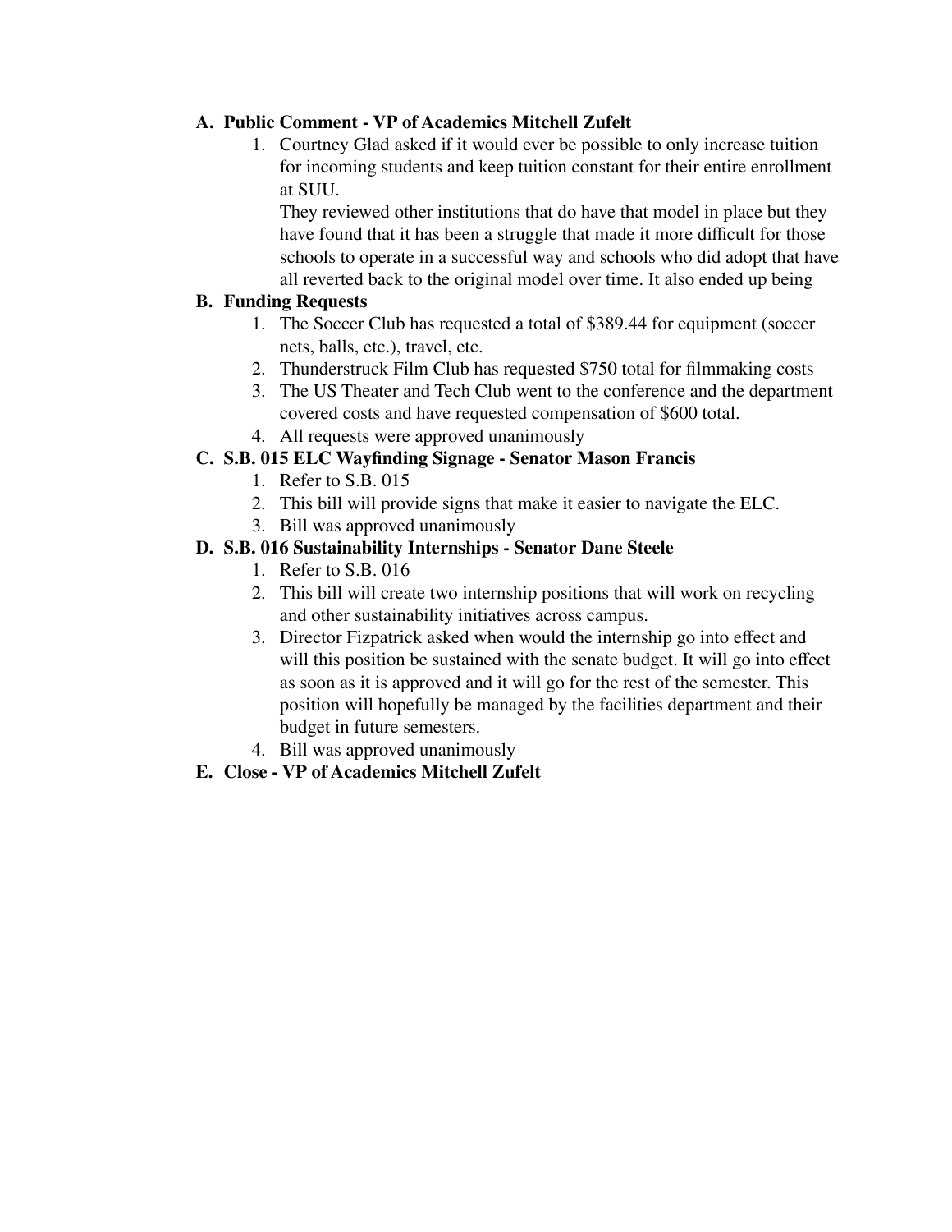**A. Public Comment - VP of Academics Mitchell Zufelt**

1. Courtney Glad asked if it would ever be possible to only increase tuition for incoming students and keep tuition constant for their entire enrollment at SUU.
   They reviewed other institutions that do have that model in place but they have found that it has been a struggle that made it more difficult for those schools to operate in a successful way and schools who did adopt that have all reverted back to the original model over time. It also ended up being

**B. Funding Requests**

1. The Soccer Club has requested a total of $389.44 for equipment (soccer nets, balls, etc.), travel, etc.
2. Thunderstruck Film Club has requested $750 total for filmmaking costs
3. The US Theater and Tech Club went to the conference and the department covered costs and have requested compensation of $600 total.
4. All requests were approved unanimously

**C. S.B. 015 ELC Wayfinding Signage - Senator Mason Francis**

1. Refer to S.B. 015
2. This bill will provide signs that make it easier to navigate the ELC.
3. Bill was approved unanimously

**D. S.B. 016 Sustainability Internships - Senator Dane Steele**

1. Refer to S.B. 016
2. This bill will create two internship positions that will work on recycling and other sustainability initiatives across campus.
3. Director Fizpatrick asked when would the internship go into effect and will this position be sustained with the senate budget. It will go into effect as soon as it is approved and it will go for the rest of the semester. This position will hopefully be managed by the facilities department and their budget in future semesters.
4. Bill was approved unanimously

**E. Close - VP of Academics Mitchell Zufelt**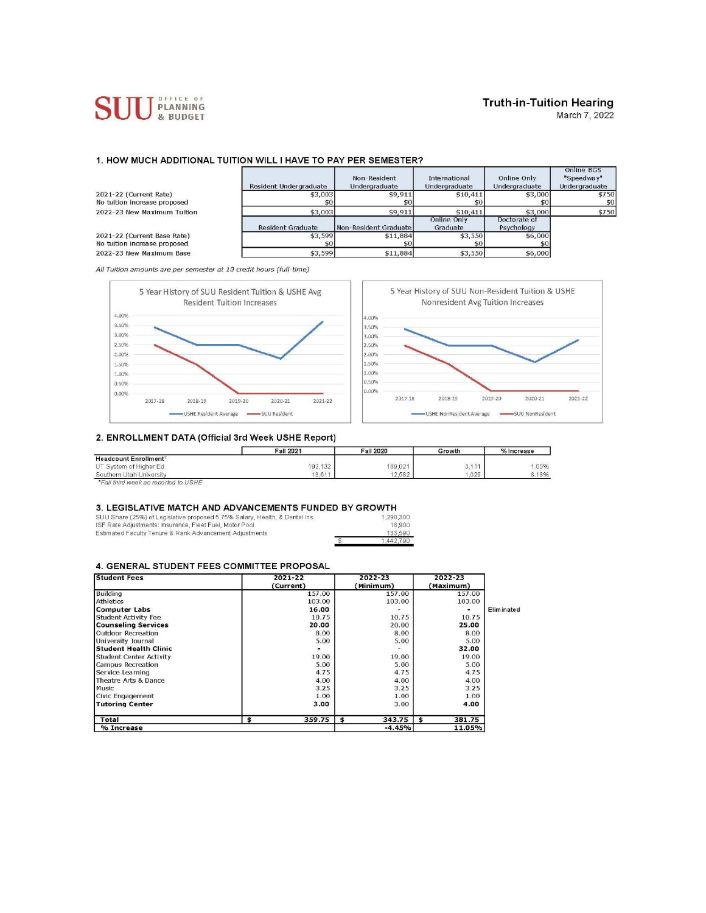SUU Office of Planning & Budget

# Truth-in-Tuition Hearing

March 7, 2022

## 1. HOW MUCH ADDITIONAL TUITION WILL I HAVE TO PAY PER SEMESTER?

| | Resident Undergraduate | Non-Resident Undergraduate | International Undergraduate | Online Only Undergraduate | Online BGS "Speedway" Undergraduate |
|---|---|---|---|---|---|
| 2021-22 (Current Rate) | $3,003 | $9,911 | $10,411 | $3,000 | $750 |
| No tuition increase proposed | $0 | $0 | $0 | $0 | $0 |
| 2022-23 New Maximum Tuition | $3,003 | $9,911 | $10,411 | $3,000 | $750 |

| | Resident Graduate | Non-Resident Graduate | Online Only Graduate | Doctorate of Psychology |
|---|---|---|---|---|
| 2021-22 (Current Base Rate) | $3,599 | $11,884 | $3,550 | $6,000 |
| No tuition increase proposed | $0 | $0 | $0 | $0 |
| 2022-23 New Maximum Base | $3,599 | $11,884 | $3,550 | $6,000 |

*All Tuition amounts are per semester at 10 credit hours (full-time)*

5 Year History of SUU Resident Tuition & USHE Avg Resident Tuition Increases

(Chart: USHE Resident Average; SUU Resident; 2017-18 to 2021-22)

5 Year History of SUU Non-Resident Tuition & USHE Nonresident Avg Tuition Increases

(Chart: USHE NonResident Average; SUU NonResident; 2017-18 to 2021-22)

## 2. ENROLLMENT DATA (Official 3rd Week USHE Report)

| | Fall 2021 | Fall 2020 | Growth | % Increase |
|---|---|---|---|---|
| **Headcount Enrollment*** | | | | |
| UT System of Higher Ed | 192,132 | 189,021 | 3,111 | 1.65% |
| Southern Utah University | 13,611 | 12,582 | 1,029 | 8.18% |

*Fall third week as reported to USHE*

## 3. LEGISLATIVE MATCH AND ADVANCEMENTS FUNDED BY GROWTH

| | |
|---|---|
| SUU Share (25%) of Legislative proposed 5.75% Salary, Health, & Dental Ins. | 1,290,300 |
| ISF Rate Adjustments: Insurance, Fleet Fuel, Motor Pool | 18,900 |
| Estimated Faculty Tenure & Rank Advancement Adjustments | 133,590 |
| | $ 1,442,790 |

## 4. GENERAL STUDENT FEES COMMITTEE PROPOSAL

| Student Fees | 2021-22 (Current) | 2022-23 (Minimum) | 2022-23 (Maximum) | |
|---|---|---|---|---|
| Building | 157.00 | 157.00 | 157.00 | |
| Athletics | 103.00 | 103.00 | 103.00 | |
| **Computer Labs** | **16.00** | - | **-** | Eliminated |
| Student Activity Fee | 10.75 | 10.75 | 10.75 | |
| **Counseling Services** | **20.00** | 20.00 | **25.00** | |
| Outdoor Recreation | 8.00 | 8.00 | 8.00 | |
| University Journal | 5.00 | 5.00 | 5.00 | |
| **Student Health Clinic** | **-** | - | **32.00** | |
| Student Center Activity | 19.00 | 19.00 | 19.00 | |
| Campus Recreation | 5.00 | 5.00 | 5.00 | |
| Service Learning | 4.75 | 4.75 | 4.75 | |
| Theatre Arts & Dance | 4.00 | 4.00 | 4.00 | |
| Music | 3.25 | 3.25 | 3.25 | |
| Civic Engagement | 1.00 | 1.00 | 1.00 | |
| **Tutoring Center** | **3.00** | 3.00 | **4.00** | |
| **Total** | **$ 359.75** | **$ 343.75** | **$ 381.75** | |
| **% Increase** | | **-4.45%** | **11.05%** | |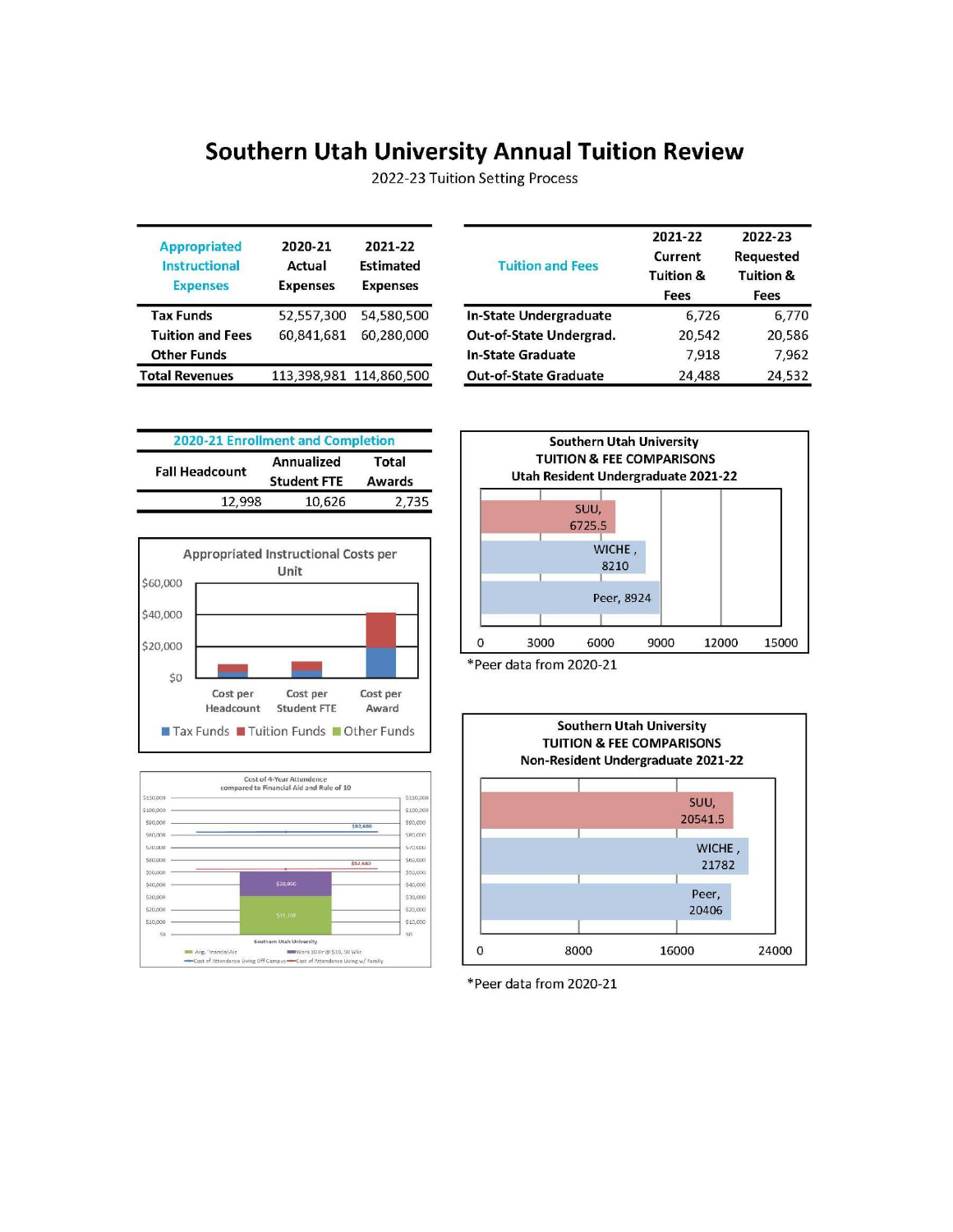# Southern Utah University Annual Tuition Review

2022-23 Tuition Setting Process

| Appropriated Instructional Expenses | 2020-21 Actual Expenses | 2021-22 Estimated Expenses |
|---|---|---|
| Tax Funds | 52,557,300 | 54,580,500 |
| Tuition and Fees | 60,841,681 | 60,280,000 |
| Other Funds | | |
| Total Revenues | 113,398,981 | 114,860,500 |

| Tuition and Fees | 2021-22 Current Tuition & Fees | 2022-23 Requested Tuition & Fees |
|---|---|---|
| In-State Undergraduate | 6,726 | 6,770 |
| Out-of-State Undergrad. | 20,542 | 20,586 |
| In-State Graduate | 7,918 | 7,962 |
| Out-of-State Graduate | 24,488 | 24,532 |

| 2020-21 Enrollment and Completion | | |
|---|---|---|
| Fall Headcount | Annualized Student FTE | Total Awards |
| 12,998 | 10,626 | 2,735 |

Appropriated Instructional Costs per Unit

$60,000
$40,000
$20,000
$0

Cost per Headcount
Cost per Student FTE
Cost per Award

Tax Funds, Tuition Funds, Other Funds

Cost of 4-Year Attendence compared to Financial Aid and Rule of 10

$110,000
$100,000
$90,000
$80,000
$70,000
$60,000
$50,000
$40,000
$30,000
$20,000
$10,000
$0

$83,680
$52,683
$20,000
$31,108

Southern Utah University

Avg. Financial Aid
Work 10 Hr @ $10, 50 Wks
Cost of Attendance Living Off-Campus
Cost of Attendance Living w/ Family

Southern Utah University
TUITION & FEE COMPARISONS
Utah Resident Undergraduate 2021-22

SUU, 6725.5
WICHE , 8210
Peer, 8924

0
3000
6000
9000
12000
15000

*Peer data from 2020-21

Southern Utah University
TUITION & FEE COMPARISONS
Non-Resident Undergraduate 2021-22

SUU, 20541.5
WICHE , 21782
Peer, 20406

0
8000
16000
24000

*Peer data from 2020-21